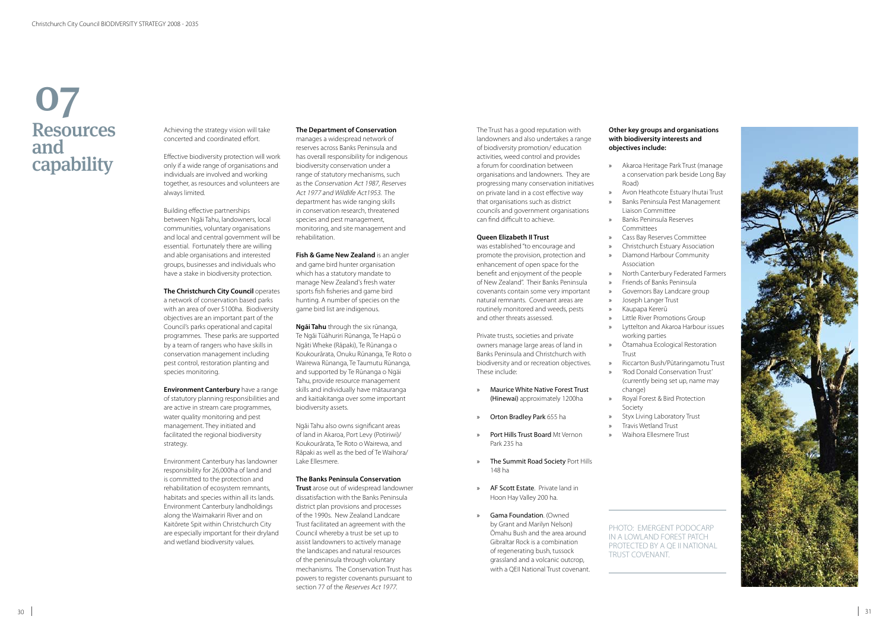# 07 Resources and capability

Achieving the strategy vision will take concerted and coordinated effort.

Effective biodiversity protection will work only if a wide range of organisations and individuals are involved and working together, as resources and volunteers are always limited.

Building effective partnerships between Ngāi Tahu, landowners, local communities, voluntary organisations and local and central government will be essential. Fortunately there are willing and able organisations and interested groups, businesses and individuals who have a stake in biodiversity protection.

**The Christchurch City Council** operates a network of conservation based parks with an area of over 5100ha. Biodiversity objectives are an important part of the Council's parks operational and capital programmes. These parks are supported by a team of rangers who have skills in conservation management including pest control, restoration planting and species monitoring.

**Environment Canterbury** have a range of statutory planning responsibilities and are active in stream care programmes, water quality monitoring and pest management. They initiated and facilitated the regional biodiversity strategy.

Environment Canterbury has landowner responsibility for 26,000ha of land and is committed to the protection and rehabilitation of ecosystem remnants, habitats and species within all its lands. Environment Canterbury landholdings along the Waimakariri River and on Kaitōrete Spit within Christchurch City are especially important for their dryland and wetland biodiversity values.

**The Department of Conservation** manages a widespread network of reserves across Banks Peninsula and has overall responsibility for indigenous biodiversity conservation under a range of statutory mechanisms, such as the *Conservation Act 1987, Reserves Act 1977 and Wildlife Act1953*. The department has wide ranging skills in conservation research, threatened species and pest management, monitoring, and site management and rehabilitation.

**Fish & Game New Zealand** is an angler and game bird hunter organisation which has a statutory mandate to manage New Zealand's fresh water sports fish fisheries and game bird hunting. A number of species on the game bird list are indigenous.

**Ngāi Tahu** through the six rūnanga, Te Ngāi Tūāhuriri Rūnanga, Te Hapū o Ngāti Wheke (Rāpaki), Te Rūnanga o Koukourārata, Onuku Rūnanga, Te Roto o Wairewa Rūnanga, Te Taumutu Rūnanga, and supported by Te Rūnanga o Ngāi Tahu, provide resource management skills and individually have mātauranga and kaitiakitanga over some important biodiversity assets.

Ngāi Tahu also owns significant areas of land in Akaroa, Port Levy (Potiriwi)/ Koukourārata, Te Roto o Wairewa, and Rāpaki as well as the bed of Te Waihora/ Lake Ellesmere.

**The Banks Peninsula Conservation Trust** arose out of widespread landowner dissatisfaction with the Banks Peninsula district plan provisions and processes of the 1990s. New Zealand Landcare Trust facilitated an agreement with the Council whereby a trust be set up to assist landowners to actively manage the landscapes and natural resources of the peninsula through voluntary mechanisms. The Conservation Trust has powers to register covenants pursuant to section 77 of the *Reserves Act 1977*.

The Trust has a good reputation with landowners and also undertakes a range of biodiversity promotion/ education activities, weed control and provides a forum for coordination between organisations and landowners. They are progressing many conservation initiatives on private land in a cost effective way that organisations such as district councils and government organisations can find difficult to achieve.

**Queen Elizabeth II Trust** was established "to encourage and promote the provision, protection and enhancement of open space for the benefit and enjoyment of the people of New Zealand". Their Banks Peninsula covenants contain some very important natural remnants. Covenant areas are routinely monitored and weeds, pests and other threats assessed.

Private trusts, societies and private owners manage large areas of land in Banks Peninsula and Christchurch with biodiversity and or recreation objectives. These include:

- Maurice White Native Forest Trust (Hinewai) approximately 1200ha
- Orton Bradley Park 655 ha
- Port Hills Trust Board Mt Vernon Park 235 ha
- The Summit Road Society Port Hills 148 ha
- AF Scott Estate. Private land in Hoon Hay Valley 200 ha.
- Gama Foundation. (Owned by Grant and Marilyn Nelson) Ōmahu Bush and the area around Gibraltar Rock is a combination of regenerating bush, tussock grassland and a volcanic outcrop, with a QEII National Trust covenant.

**Other key groups and organisations with biodiversity interests and objectives include:**

- Akaroa Heritage Park Trust (manage a conservation park beside Long Bay Road)
- Avon Heathcote Estuary Ihutai Trust
- Banks Peninsula Pest Management Liaison Committee
- Banks Peninsula Reserves Committees
- Cass Bay Reserves Committee
- Christchurch Estuary Association
- Diamond Harbour Community Association
- North Canterbury Federated Farmers
- Friends of Banks Peninsula
- Governors Bay Landcare group
- Joseph Langer Trust
- Kaupapa Kererū
- Little River Promotions Group
- Lyttelton and Akaroa Harbour issues working parties
- Ōtamahua Ecological Restoration Trust
- Riccarton Bush/Pūtaringamotu Trust
- 'Rod Donald Conservation Trust' (currently being set up, name may change)
- Royal Forest & Bird Protection Society
- Styx Living Laboratory Trust
- Travis Wetland Trust
- Waihora Ellesmere Trust

PHOTO: EMERGENT PODOCARP IN A LOWLAND FOREST PATCH PROTECTED BY A QE II NATIONAL TRUST COVENANT.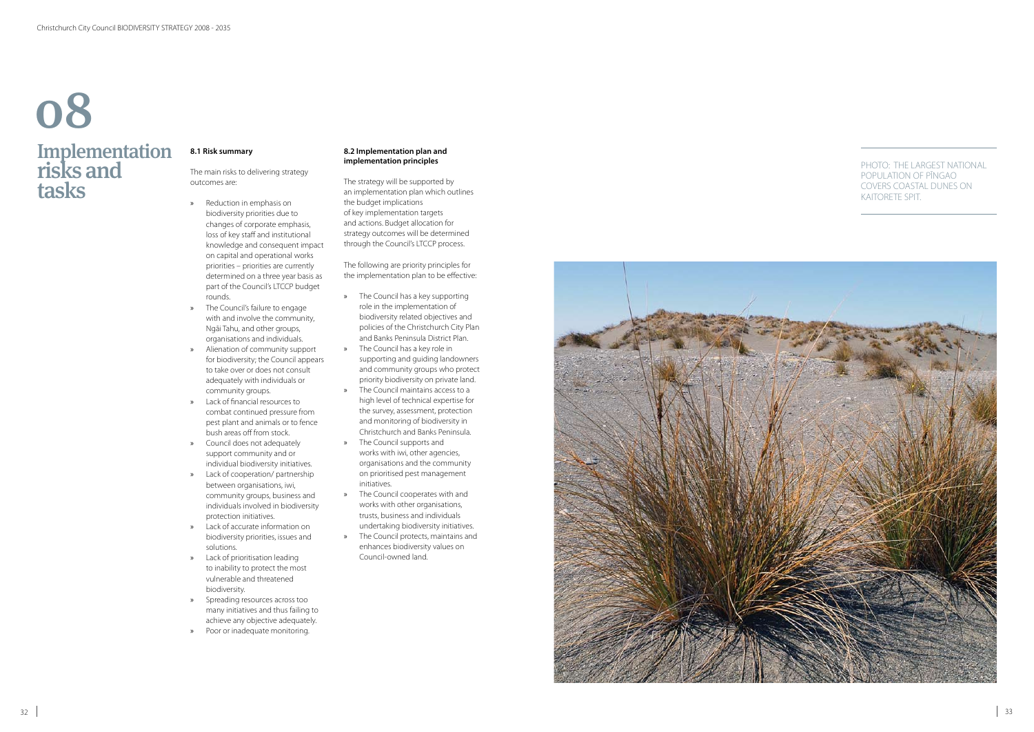# 08

# Implementation risks and tasks

### 8.1 Risk summary

The main risks to delivering strategy outcomes are:

- Reduction in emphasis on biodiversity priorities due to changes of corporate emphasis, loss of key staff and institutional knowledge and consequent impact on capital and operational works priorities – priorities are currently determined on a three year basis as part of the Council's LTCCP budget rounds.
- The Council's failure to engage with and involve the community, Ngāi Tahu, and other groups, organisations and individuals.
- Alienation of community support for biodiversity; the Council appears to take over or does not consult adequately with individuals or community groups.
- Lack of financial resources to combat continued pressure from pest plant and animals or to fence bush areas off from stock.
- Council does not adequately support community and or individual biodiversity initiatives.
- Lack of cooperation/ partnership between organisations, iwi, community groups, business and individuals involved in biodiversity protection initiatives.
- Lack of accurate information on biodiversity priorities, issues and solutions.
- Lack of prioritisation leading to inability to protect the most vulnerable and threatened biodiversity.
- Spreading resources across too many initiatives and thus failing to achieve any objective adequately.
- Poor or inadequate monitoring.

### 8.2 Implementation plan and implementation principles

The strategy will be supported by an implementation plan which outlines the budget implications of key implementation targets and actions. Budget allocation for strategy outcomes will be determined through the Council's LTCCP process.

The following are priority principles for the implementation plan to be effective:

- The Council has a key supporting role in the implementation of biodiversity related objectives and policies of the Christchurch City Plan and Banks Peninsula District Plan.
- The Council has a key role in supporting and guiding landowners and community groups who protect priority biodiversity on private land.
- The Council maintains access to a high level of technical expertise for the survey, assessment, protection and monitoring of biodiversity in Christchurch and Banks Peninsula.
- The Council supports and works with iwi, other agencies, organisations and the community on prioritised pest management initiatives.
- The Council cooperates with and works with other organisations, trusts, business and individuals undertaking biodiversity initiatives.
- The Council protects, maintains and enhances biodiversity values on Council-owned land.

PHOTO: THE LARGEST NATIONAL POPULATION OF PĪNGAO COVERS COASTAL DUNES ON KAITORETE SPIT.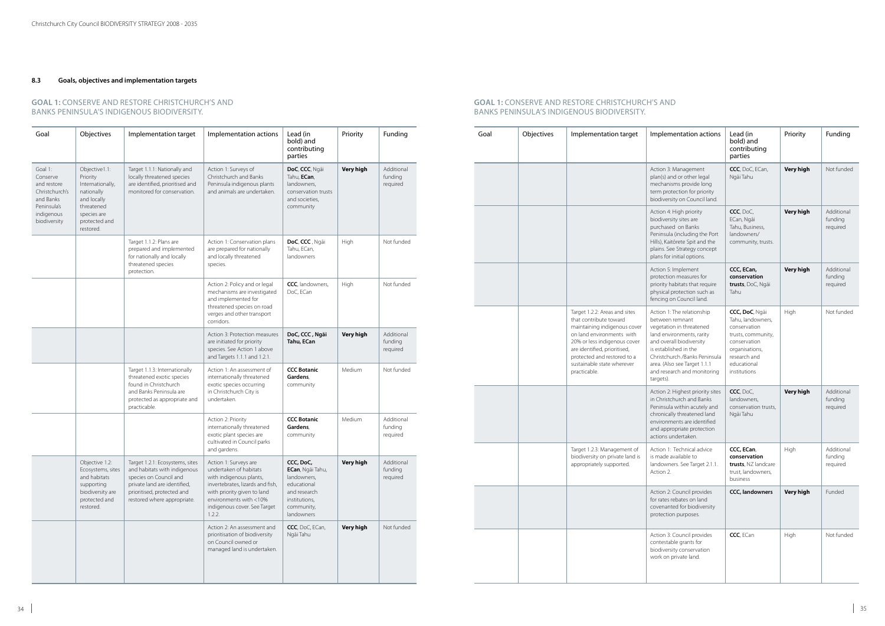#### 8.3 Goals, objectives and implementation targets

## GOAL 1: CONSERVE AND RESTORE CHRISTCHURCH'S AND BANKS PENINSULA'S INDIGENOUS BIODIVERSITY.

| Goal | Objectives | Implementation target | Implementation actions | Lead (in bold) and contributing parties | Priority | Funding |
|---|---|---|---|---|---|---|
| Goal 1: Conserve and restore Christchurch's and Banks Peninsula's indigenous biodiversity | Objective1.1: Priority Internationally, nationally and locally threatened species are protected and restored. | Target 1.1.1: Nationally and locally threatened species are identified, prioritised and monitored for conservation. | Action 1: Surveys of Christchurch and Banks Peninsula indigenous plants and animals are undertaken. | **DoC**, **CCC**, Ngāi Tahu, **ECan**, landowners, conservation trusts and societies, community | **Very high** | Additional funding required |
| | | Target 1.1.2: Plans are prepared and implemented for nationally and locally threatened species protection. | Action 1: Conservation plans are prepared for nationally and locally threatened species. | **DoC**, **CCC** , Ngāi Tahu, ECan, landowners | High | Not funded |
| | | | Action 2: Policy and or legal mechanisms are investigated and implemented for threatened species on road verges and other transport corridors. | **CCC**, landowners, DoC, ECan | High | Not funded |
| | | | Action 3: Protection measures are initiated for priority species. See Action 1 above and Targets 1.1.1 and 1.2.1. | **DoC, CCC , Ngāi Tahu, ECan** | **Very high** | Additional funding required |
| | | Target 1.1.3: Internationally threatened exotic species found in Christchurch and Banks Peninsula are protected as appropriate and practicable. | Action 1: An assessment of internationally threatened exotic species occurring in Christchurch City is undertaken. | **CCC Botanic Gardens**, community | Medium | Not funded |
| | | | Action 2: Priority internationally threatened exotic plant species are cultivated in Council parks and gardens. | **CCC Botanic Gardens**, community | Medium | Additional funding required |
| | Objective 1.2: Ecosystems, sites and habitats supporting biodiversity are protected and restored. | Target 1.2.1: Ecosystems, sites and habitats with indigenous species on Council and private land are identified, prioritised, protected and restored where appropriate. | Action 1: Surveys are undertaken of habitats with indigenous plants, invertebrates, lizards and fish, with priority given to land environments with <10% indigenous cover. See Target 1.2.2. | **CCC, DoC, ECan**, Ngāi Tahu, landowners, educational and research institutions, community, landowners | **Very high** | Additional funding required |
| | | | Action 2: An assessment and prioritisation of biodiversity on Council owned or managed land is undertaken. | **CCC**, DoC, ECan, Ngāi Tahu | **Very high** | Not funded |
| | | | Action 3: Management plan(s) and or other legal mechanisms provide long term protection for priority biodiversity on Council land. | **CCC**, DoC, ECan, Ngāi Tahu | **Very high** | Not funded |
| | | | Action 4: High priority biodiversity sites are purchased on Banks Peninsula (including the Port Hills), Kaitōrete Spit and the plains. See Strategy concept plans for initial options. | **CCC**, DoC, ECan, Ngāi Tahu, Business, landowners/ community, trusts. | **Very high** | Additional funding required |
| | | | Action 5: Implement protection measures for priority habitats that require physical protection such as fencing on Council land. | **CCC, ECan, conservation trusts**, DoC, Ngāi Tahu | **Very high** | Additional funding required |
| | | Target 1.2.2: Areas and sites that contribute toward maintaining indigenous cover on land environments with 20% or less indigenous cover are identified, prioritised, protected and restored to a sustainable state wherever practicable. | Action 1: The relationship between remnant vegetation in threatened land environments, rarity and overall biodiversity is established in the Christchurch /Banks Peninsula area. (Also see Target 1.1.1 and research and monitoring targets). | **CCC, DoC**, Ngāi Tahu, landowners, conservation trusts, community, conservation organisations, research and educational institutions | High | Not funded |
| | | | Action 2: Highest priority sites in Christchurch and Banks Peninsula within acutely and chronically threatened land environments are identified and appropriate protection actions undertaken. | **CCC**, DoC, landowners, conservation trusts, Ngāi Tahu | **Very high** | Additional funding required |
| | | Target 1.2.3: Management of biodiversity on private land is appropriately supported. | Action 1: Technical advice is made available to landowners. See Target 2.1.1. Action 2. | **CCC, ECan**, **conservation trusts**, NZ landcare trust, landowners, business | High | Additional funding required |
| | | | Action 2: Council provides for rates rebates on land covenanted for biodiversity protection purposes. | **CCC, landowners** | **Very high** | Funded |
| | | | Action 3: Council provides contestable grants for biodiversity conservation work on private land. | **CCC**, ECan | High | Not funded |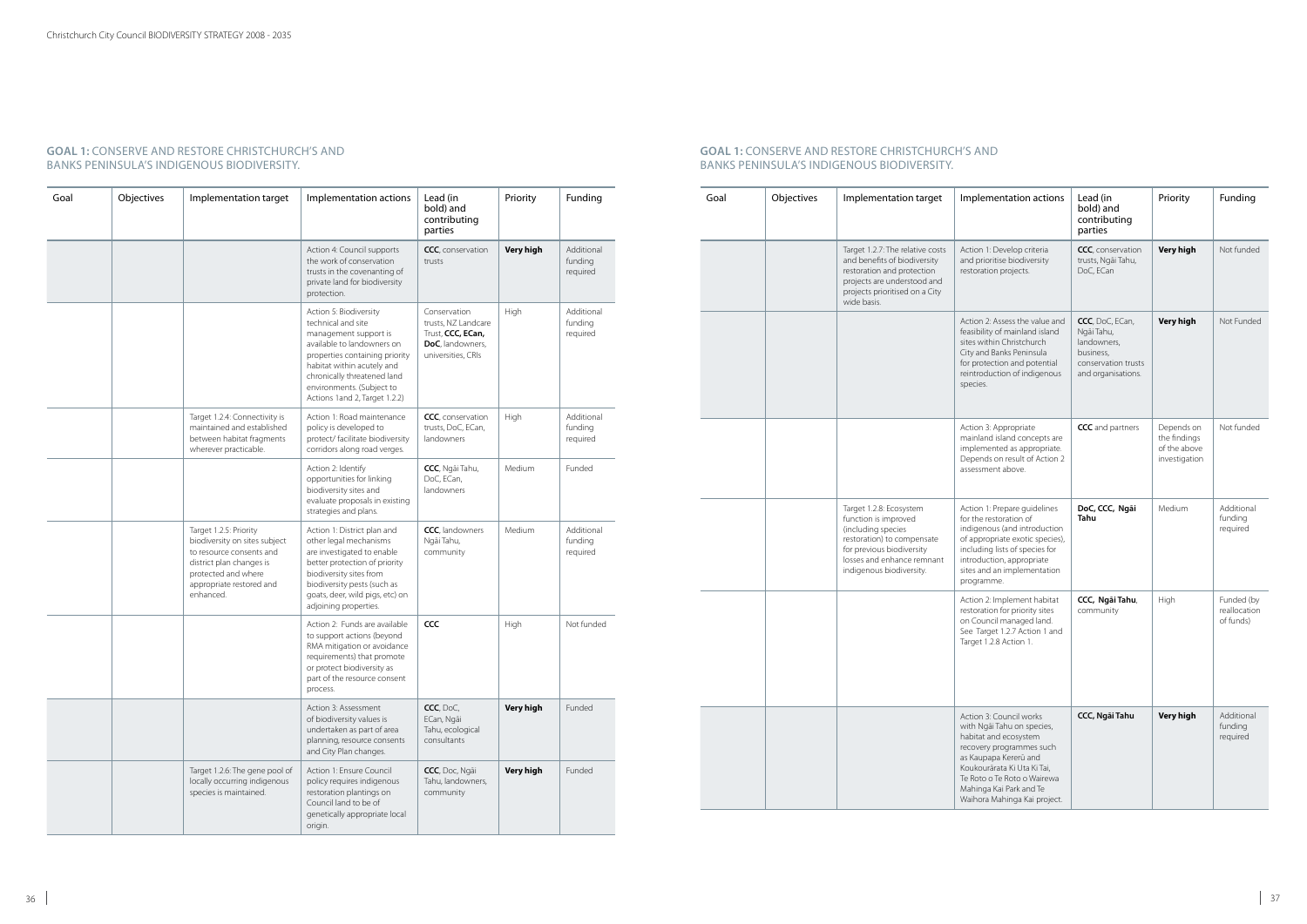## GOAL 1: CONSERVE AND RESTORE CHRISTCHURCH'S AND BANKS PENINSULA'S INDIGENOUS BIODIVERSITY.

| Goal | Objectives | Implementation target | Implementation actions | Lead (in bold) and contributing parties | Priority | Funding |
|---|---|---|---|---|---|---|
| | | | Action 4: Council supports the work of conservation trusts in the covenanting of private land for biodiversity protection. | **CCC**, conservation trusts | **Very high** | Additional funding required |
| | | | Action 5: Biodiversity technical and site management support is available to landowners on properties containing priority habitat within acutely and chronically threatened land environments. (Subject to Actions 1and 2, Target 1.2.2) | Conservation trusts, NZ Landcare Trust, **CCC, ECan, DoC**, landowners, universities, CRIs | High | Additional funding required |
| | | Target 1.2.4: Connectivity is maintained and established between habitat fragments wherever practicable. | Action 1: Road maintenance policy is developed to protect/ facilitate biodiversity corridors along road verges. | **CCC**, conservation trusts, DoC, ECan, landowners | High | Additional funding required |
| | | | Action 2: Identify opportunities for linking biodiversity sites and evaluate proposals in existing strategies and plans. | **CCC**, Ngāi Tahu, DoC, ECan, landowners | Medium | Funded |
| | | Target 1.2.5: Priority biodiversity on sites subject to resource consents and district plan changes is protected and where appropriate restored and enhanced. | Action 1: District plan and other legal mechanisms are investigated to enable better protection of priority biodiversity sites from biodiversity pests (such as goats, deer, wild pigs, etc) on adjoining properties. | **CCC**, landowners Ngāi Tahu, community | Medium | Additional funding required |
| | | | Action 2: Funds are available to support actions (beyond RMA mitigation or avoidance requirements) that promote or protect biodiversity as part of the resource consent process. | **CCC** | High | Not funded |
| | | | Action 3: Assessment of biodiversity values is undertaken as part of area planning, resource consents and City Plan changes. | **CCC**, DoC, ECan, Ngāi Tahu, ecological consultants | **Very high** | Funded |
| | | Target 1.2.6: The gene pool of locally occurring indigenous species is maintained. | Action 1: Ensure Council policy requires indigenous restoration plantings on Council land to be of genetically appropriate local origin. | **CCC**, Doc, Ngāi Tahu, landowners, community | **Very high** | Funded |
| | | Target 1.2.7: The relative costs and benefits of biodiversity restoration and protection projects are understood and projects prioritised on a City wide basis. | Action 1: Develop criteria and prioritise biodiversity restoration projects. | **CCC**, conservation trusts, Ngāi Tahu, DoC, ECan | **Very high** | Not funded |
| | | | Action 2: Assess the value and feasibility of mainland island sites within Christchurch City and Banks Peninsula for protection and potential reintroduction of indigenous species. | **CCC**, DoC, ECan, Ngāi Tahu, landowners, business, conservation trusts and organisations. | **Very high** | Not Funded |
| | | | Action 3: Appropriate mainland island concepts are implemented as appropriate. Depends on result of Action 2 assessment above. | **CCC** and partners | Depends on the findings of the above investigation | Not funded |
| | | Target 1.2.8: Ecosystem function is improved (including species restoration) to compensate for previous biodiversity losses and enhance remnant indigenous biodiversity. | Action 1: Prepare guidelines for the restoration of indigenous (and introduction of appropriate exotic species), including lists of species for introduction, appropriate sites and an implementation programme. | **DoC, CCC, Ngāi Tahu** | Medium | Additional funding required |
| | | | Action 2: Implement habitat restoration for priority sites on Council managed land. See Target 1.2.7 Action 1 and Target 1.2.8 Action 1. | **CCC, Ngāi Tahu**, community | High | Funded (by reallocation of funds) |
| | | | Action 3: Council works with Ngāi Tahu on species, habitat and ecosystem recovery programmes such as Kaupapa Kererū and Koukourārata Ki Uta Ki Tai, Te Roto o Te Roto o Wairewa Mahinga Kai Park and Te Waihora Mahinga Kai project. | **CCC, Ngāi Tahu** | **Very high** | Additional funding required |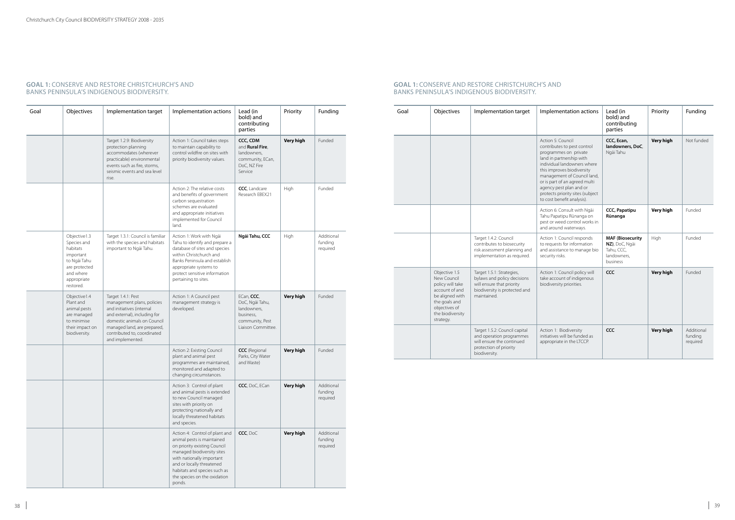## GOAL 1: CONSERVE AND RESTORE CHRISTCHURCH'S AND BANKS PENINSULA'S INDIGENOUS BIODIVERSITY.

| Goal | Objectives | Implementation target | Implementation actions | Lead (in bold) and contributing parties | Priority | Funding |
|---|---|---|---|---|---|---|
| | | Target 1.2.9: Biodiversity protection planning accommodates (wherever practicable) environmental events such as fire, storms, seismic events and sea level rise. | Action 1: Council takes steps to maintain capability to control wildfire on sites with priority biodiversity values. | **CCC, CDM** and **Rural Fire**, landowners, community, ECan, DoC, NZ Fire Service | **Very high** | Funded |
| | | | Action 2: The relative costs and benefits of government carbon sequestration schemes are evaluated and appropriate initiatives implemented for Council land. | **CCC**, Landcare Research EBEX21 | High | Funded |
| | Objective1.3 Species and habitats important to Ngāi Tahu are protected and where appropriate restored. | Target 1.3.1: Council is familiar with the species and habitats important to Ngāi Tahu. | Action 1: Work with Ngāi Tahu to identify and prepare a database of sites and species within Christchurch and Banks Peninsula and establish appropriate systems to protect sensitive information pertaining to sites. | **Ngāi Tahu, CCC** | High | Additional funding required |
| | Objective1.4 Plant and animal pests are managed to minimise their impact on biodiversity. | Target 1.4.1: Pest management plans, policies and initiatives (internal and external), including for domestic animals on Council managed land, are prepared, contributed to, coordinated and implemented. | Action 1: A Council pest management strategy is developed. | ECan, **CCC**, DoC, Ngāi Tahu, landowners, business, community, Pest Liaison Committee. | **Very high** | Funded |
| | | | Action 2: Existing Council plant and animal pest programmes are maintained, monitored and adapted to changing circumstances. | **CCC** (Regional Parks, City Water and Waste) | **Very high** | Funded |
| | | | Action 3: Control of plant and animal pests is extended to new Council managed sites with priority on protecting nationally and locally threatened habitats and species. | **CCC**, DoC, ECan | **Very high** | Additional funding required |
| | | | Action 4: Control of plant and animal pests is maintained on priority existing Council managed biodiversity sites with nationally important and or locally threatened habitats and species such as the species on the oxidation ponds. | **CCC**, DoC | **Very high** | Additional funding required |
| | | | Action 5: Council contributes to pest control programmes on private land in partnership with individual landowners where this improves biodiversity management of Council land, or is part of an agreed multi agency pest plan and or protects priority sites (subject to cost benefit analysis). | **CCC, Ecan, landowners, DoC**, Ngāi Tahu | **Very high** | Not funded |
| | | | Action 6: Consult with Ngāi Tahu Papatipu Rūnanga on pest or weed control works in and around waterways. | **CCC, Papatipu Rūnanga** | **Very high** | Funded |
| | | Target 1.4.2: Council contributes to biosecurity risk assessment planning and implementation as required. | Action 1: Council responds to requests for information and assistance to manage bio security risks. | **MAF (Biosecurity NZ)**, DoC, Ngāi Tahu, CCC, landowners, business | High | Funded |
| | Objective 1.5 New Council policy will take account of and be aligned with the goals and objectives of the biodiversity strategy. | Target 1.5.1: Strategies, bylaws and policy decisions will ensure that priority biodiversity is protected and maintained. | Action 1: Council policy will take account of indigenous biodiversity priorities. | **CCC** | **Very high** | Funded |
| | | Target 1.5.2: Council capital and operation programmes will ensure the continued protection of priority biodiversity. | Action 1: Biodiversity initiatives will be funded as appropriate in the LTCCP. | **CCC** | **Very high** | Additional funding required |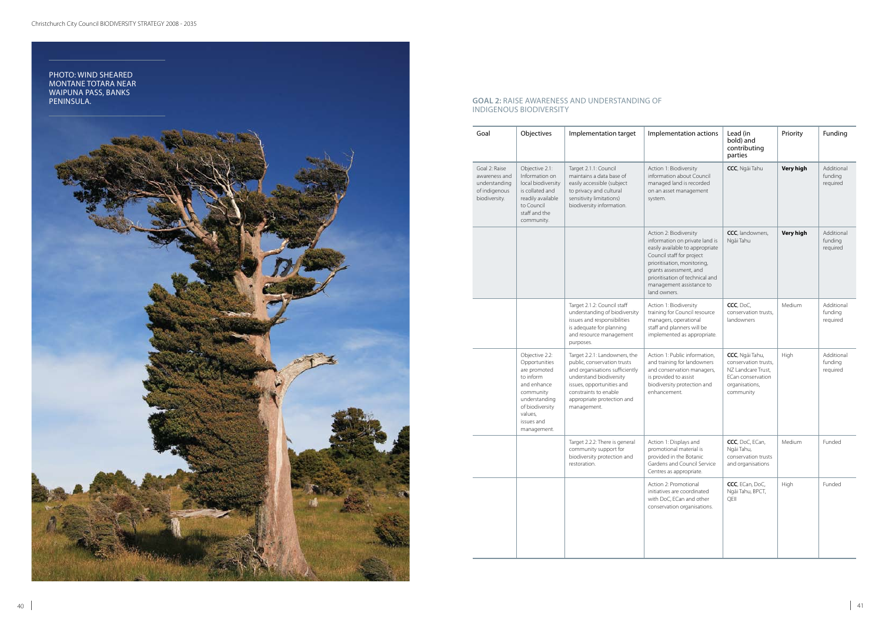PHOTO: WIND SHEARED MONTANE TOTARA NEAR WAIPUNA PASS, BANKS PENINSULA.

## GOAL 2: RAISE AWARENESS AND UNDERSTANDING OF INDIGENOUS BIODIVERSITY

| Goal | Objectives | Implementation target | Implementation actions | Lead (in bold) and contributing parties | Priority | Funding |
|---|---|---|---|---|---|---|
| Goal 2: Raise awareness and understanding of indigenous biodiversity. | Objective 2.1: Information on local biodiversity is collated and readily available to Council staff and the community. | Target 2.1.1: Council maintains a data base of easily accessible (subject to privacy and cultural sensitivity limitations) biodiversity information. | Action 1: Biodiversity information about Council managed land is recorded on an asset management system. | **CCC**, Ngāi Tahu | **Very high** | Additional funding required |
| | | | Action 2: Biodiversity information on private land is easily available to appropriate Council staff for project prioritisation, monitoring, grants assessment, and prioritisation of technical and management assistance to land owners. | **CCC**, landowners, Ngāi Tahu | **Very high** | Additional funding required |
| | | Target 2.1.2: Council staff understanding of biodiversity issues and responsibilities is adequate for planning and resource management purposes. | Action 1: Biodiversity training for Council resource managers, operational staff and planners will be implemented as appropriate. | **CCC**, DoC, conservation trusts, landowners | Medium | Additional funding required |
| | Objective 2.2: Opportunities are promoted to inform and enhance community understanding of biodiversity values, issues and management. | Target 2.2.1: Landowners, the public, conservation trusts and organisations sufficiently understand biodiversity issues, opportunities and constraints to enable appropriate protection and management. | Action 1: Public information, and training for landowners and conservation managers, is provided to assist biodiversity protection and enhancement. | **CCC**, Ngāi Tahu, conservation trusts, NZ Landcare Trust, ECan conservation organisations, community | High | Additional funding required |
| | | Target 2.2.2: There is general community support for biodiversity protection and restoration. | Action 1: Displays and promotional material is provided in the Botanic Gardens and Council Service Centres as appropriate. | **CCC**, DoC, ECan, Ngāi Tahu, conservation trusts and organisations | Medium | Funded |
| | | | Action 2: Promotional initiatives are coordinated with DoC, ECan and other conservation organisations. | **CCC**, ECan, DoC, Ngāi Tahu, BPCT, QEII | High | Funded |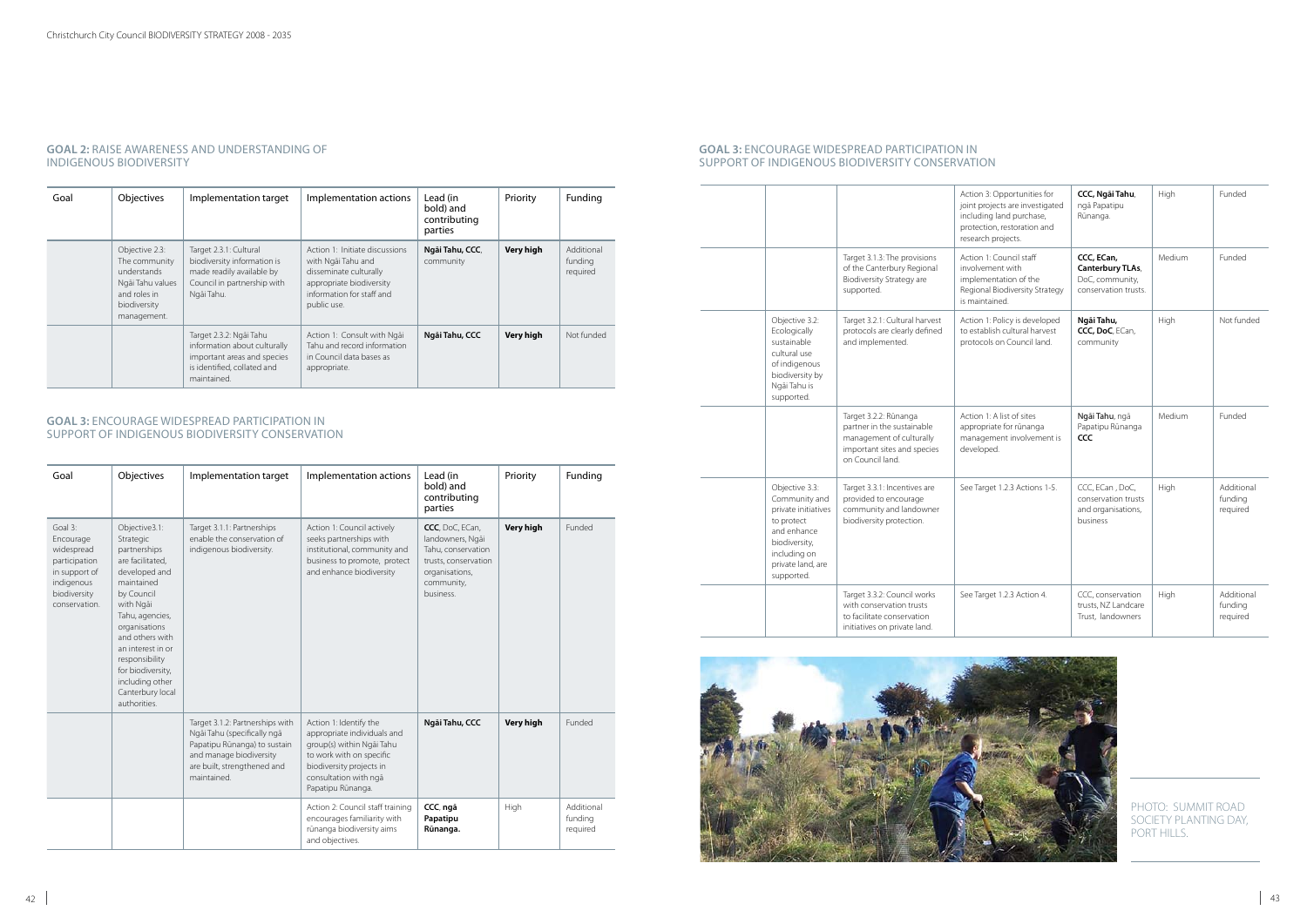## GOAL 2: RAISE AWARENESS AND UNDERSTANDING OF INDIGENOUS BIODIVERSITY

| Goal | Objectives | Implementation target | Implementation actions | Lead (in bold) and contributing parties | Priority | Funding |
|---|---|---|---|---|---|---|
| | Objective 2.3: The community understands Ngāi Tahu values and roles in biodiversity management. | Target 2.3.1: Cultural biodiversity information is made readily available by Council in partnership with Ngāi Tahu. | Action 1: Initiate discussions with Ngāi Tahu and disseminate culturally appropriate biodiversity information for staff and public use. | **Ngāi Tahu, CCC**, community | **Very high** | Additional funding required |
| | | Target 2.3.2: Ngāi Tahu information about culturally important areas and species is identified, collated and maintained. | Action 1: Consult with Ngāi Tahu and record information in Council data bases as appropriate. | **Ngāi Tahu, CCC** | **Very high** | Not funded |

## GOAL 3: ENCOURAGE WIDESPREAD PARTICIPATION IN SUPPORT OF INDIGENOUS BIODIVERSITY CONSERVATION

| Goal | Objectives | Implementation target | Implementation actions | Lead (in bold) and contributing parties | Priority | Funding |
|---|---|---|---|---|---|---|
| Goal 3: Encourage widespread participation in support of indigenous biodiversity conservation. | Objective3.1: Strategic partnerships are facilitated, developed and maintained by Council with Ngāi Tahu, agencies, organisations and others with an interest in or responsibility for biodiversity, including other Canterbury local authorities. | Target 3.1.1: Partnerships enable the conservation of indigenous biodiversity. | Action 1: Council actively seeks partnerships with institutional, community and business to promote, protect and enhance biodiversity | **CCC**, DoC, ECan, landowners, Ngāi Tahu, conservation trusts, conservation organisations, community, business. | **Very high** | Funded |
| | | Target 3.1.2: Partnerships with Ngāi Tahu (specifically ngā Papatipu Rūnanga) to sustain and manage biodiversity are built, strengthened and maintained. | Action 1: Identify the appropriate individuals and group(s) within Ngāi Tahu to work with on specific biodiversity projects in consultation with ngā Papatipu Rūnanga. | **Ngāi Tahu, CCC** | **Very high** | Funded |
| | | | Action 2: Council staff training encourages familiarity with rūnanga biodiversity aims and objectives. | **CCC**, **ngā Papatipu Rūnanga.** | High | Additional funding required |
| | | | Action 3: Opportunities for joint projects are investigated including land purchase, protection, restoration and research projects. | **CCC, Ngāi Tahu**, ngā Papatipu Rūnanga. | High | Funded |
| | | Target 3.1.3: The provisions of the Canterbury Regional Biodiversity Strategy are supported. | Action 1: Council staff involvement with implementation of the Regional Biodiversity Strategy is maintained. | **CCC, ECan, Canterbury TLAs**, DoC, community, conservation trusts. | Medium | Funded |
| | Objective 3.2: Ecologically sustainable cultural use of indigenous biodiversity by Ngāi Tahu is supported. | Target 3.2.1: Cultural harvest protocols are clearly defined and implemented. | Action 1: Policy is developed to establish cultural harvest protocols on Council land. | **Ngāi Tahu, CCC, DoC**, ECan, community | High | Not funded |
| | | Target 3.2.2: Rūnanga partner in the sustainable management of culturally important sites and species on Council land. | Action 1: A list of sites appropriate for rūnanga management involvement is developed. | **Ngāi Tahu**, ngā Papatipu Rūnanga **CCC** | Medium | Funded |
| | Objective 3.3: Community and private initiatives to protect and enhance biodiversity, including on private land, are supported. | Target 3.3.1: Incentives are provided to encourage community and landowner biodiversity protection. | See Target 1.2.3 Actions 1-5. | CCC, ECan , DoC, conservation trusts and organisations, business | High | Additional funding required |
| | | Target 3.3.2: Council works with conservation trusts to facilitate conservation initiatives on private land. | See Target 1.2.3 Action 4. | CCC, conservation trusts, NZ Landcare Trust, landowners | High | Additional funding required |

PHOTO: SUMMIT ROAD SOCIETY PLANTING DAY, PORT HILLS.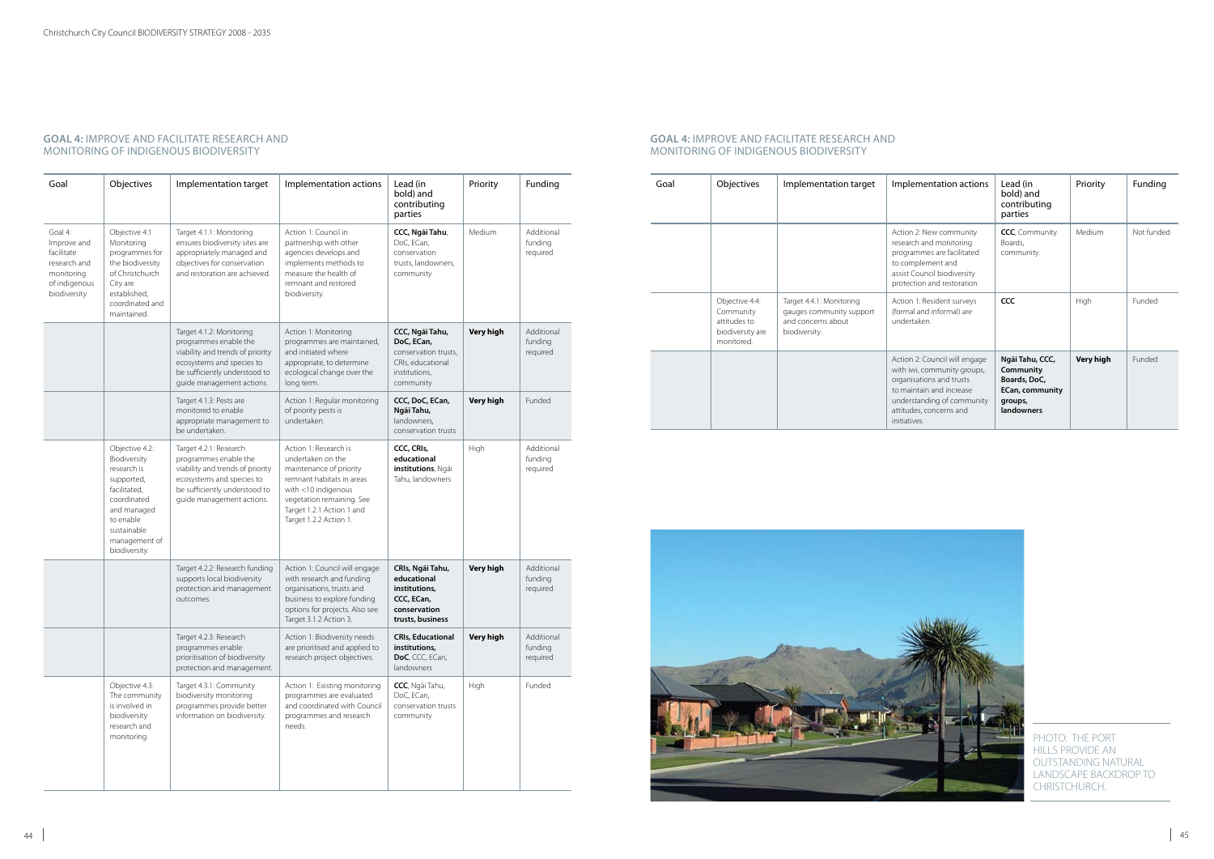## GOAL 4: IMPROVE AND FACILITATE RESEARCH AND MONITORING OF INDIGENOUS BIODIVERSITY

| Goal | Objectives | Implementation target | Implementation actions | Lead (in bold) and contributing parties | Priority | Funding |
|---|---|---|---|---|---|---|
| Goal 4: Improve and facilitate research and monitoring of indigenous biodiversity | Objective 4.1 Monitoring programmes for the biodiversity of Christchurch City are established, coordinated and maintained. | Target 4.1.1: Monitoring ensures biodiversity sites are appropriately managed and objectives for conservation and restoration are achieved. | Action 1: Council in partnership with other agencies develops and implements methods to measure the health of remnant and restored biodiversity. | **CCC, Ngāi Tahu**, DoC, ECan, conservation trusts, landowners, community | Medium | Additional funding required |
| | | Target 4.1.2: Monitoring programmes enable the viability and trends of priority ecosystems and species to be sufficiently understood to guide management actions. | Action 1: Monitoring programmes are maintained, and initiated where appropriate, to determine ecological change over the long term. | **CCC, Ngāi Tahu, DoC, ECan,** conservation trusts, CRIs, educational institutions, community | **Very high** | Additional funding required |
| | | Target 4.1.3: Pests are monitored to enable appropriate management to be undertaken. | Action 1: Regular monitoring of priority pests is undertaken. | **CCC, DoC, ECan, Ngāi Tahu,** landowners, conservation trusts | **Very high** | Funded |
| | Objective 4.2: Biodiversity research is supported, facilitated, coordinated and managed to enable sustainable management of biodiversity. | Target 4.2.1: Research programmes enable the viability and trends of priority ecosystems and species to be sufficiently understood to guide management actions. | Action 1: Research is undertaken on the maintenance of priority remnant habitats in areas with <10 indigenous vegetation remaining. See Target 1.2.1 Action 1 and Target 1.2.2 Action 1. | **CCC, CRIs, educational institutions**, Ngāi Tahu, landowners | High | Additional funding required |
| | | Target 4.2.2: Research funding supports local biodiversity protection and management outcomes. | Action 1: Council will engage with research and funding organisations, trusts and business to explore funding options for projects. Also see Target 3.1.2 Action 3. | **CRIs, Ngāi Tahu, educational institutions, CCC, ECan, conservation trusts, business** | **Very high** | Additional funding required |
| | | Target 4.2.3: Research programmes enable prioritisation of biodiversity protection and management. | Action 1: Biodiversity needs are prioritised and applied to research project objectives. | **CRIs, Educational institutions, DoC**, CCC, ECan, landowners | **Very high** | Additional funding required |
| | Objective 4.3: The community is involved in biodiversity research and monitoring. | Target 4.3.1: Community biodiversity monitoring programmes provide better information on biodiversity. | Action 1: Existing monitoring programmes are evaluated and coordinated with Council programmes and research needs. | **CCC**, Ngāi Tahu, DoC, ECan, conservation trusts community | High | Funded |
| | | | Action 2: New community research and monitoring programmes are facilitated to complement and assist Council biodiversity protection and restoration. | **CCC**, Community Boards, community. | Medium | Not funded |
| | Objective 4.4: Community attitudes to biodiversity are monitored. | Target 4.4.1: Monitoring gauges community support and concerns about biodiversity. | Action 1: Resident surveys (formal and informal) are undertaken. | **CCC** | High | Funded |
| | | | Action 2: Council will engage with iwi, community groups, organisations and trusts to maintain and increase understanding of community attitudes, concerns and initiatives. | **Ngāi Tahu, CCC, Community Boards, DoC, ECan, community groups, landowners** | **Very high** | Funded |

PHOTO: THE PORT HILLS PROVIDE AN OUTSTANDING NATURAL LANDSCAPE BACKDROP TO CHRISTCHURCH.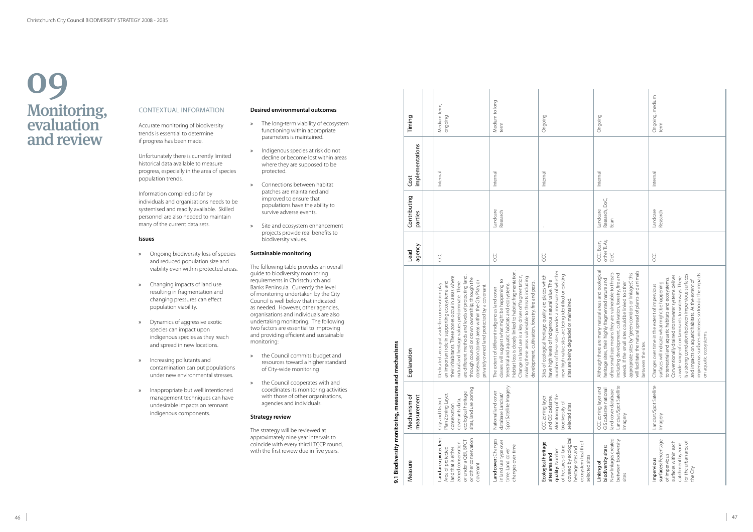// 09

# Monitoring, evaluation and review

## CONTEXTUAL INFORMATION

Accurate monitoring of biodiversity trends is essential to determine if progress has been made.

Unfortunately there is currently limited historical data available to measure progress, especially in the area of species population trends.

Information compiled so far by individuals and organisations needs to be systemised and readily available. Skilled personnel are also needed to maintain many of the current data sets.

### Issues

- Ongoing biodiversity loss of species and reduced population size and viability even within protected areas.
- Changing impacts of land use resulting in fragmentation and changing pressures can effect population viability.
- Dynamics of aggressive exotic species can impact upon indigenous species as they reach and spread in new locations.
- Increasing pollutants and contamination can put populations under new environmental stresses.
- Inappropriate but well intentioned management techniques can have undesirable impacts on remnant indigenous components.

### Desired environmental outcomes

- The long-term viability of ecosystem functioning within appropriate parameters is maintained.
- Indigenous species at risk do not decline or become lost within areas where they are supposed to be protected.
- Connections between habitat patches are maintained and improved to ensure that populations have the ability to survive adverse events.
- Site and ecosystem enhancement projects provide real benefits to biodiversity values.

### Sustainable monitoring

The following table provides an overall guide to biodiversity monitoring requirements in Christchurch and Banks Peninsula. Currently the level of monitoring undertaken by the City Council is well below that indicated as needed. However, other agencies, organisations and individuals are also undertaking monitoring. The following two factors are essential to improving and providing efficient and sustainable monitoring:

- the Council commits budget and resources toward a higher standard of City-wide monitoring
- the Council cooperates with and coordinates its monitoring activities with those of other organisations, agencies and individuals.

### Strategy review

The strategy will be reviewed at approximately nine year intervals to coincide with every third LTCCP round, with the first review due in five years.

### 9.1 Biodiversity monitoring, measures and mechanisms

| Measure | Mechanism of measurement | Explanation | Lead agency | Contributing parties | Cost implementations | Timing |
|---|---|---|---|---|---|---|
| **Land area protected:** Area of protected land that is either zoned conservation or under a QEII, BPCT or other conservation covenant | City and District Plan Zoning Layer, conservation covenants data, ecological heritage sites, land use zoning | Dedicated areas put aside for conservation play an important role in supporting ecosystems and their inhabitants. These zones occur in areas where natural and heritage values predominate. There are different methods and levels of protecting land, through council or crown ownership, through the conservation zoned areas within the City Plan, or privately owned land protected by a covenant. | CCC | - | Internal | Medium term, ongoing |
| **Land cover:** Changes in land use type over time. Land cover changes over time | National land cover database Landsat/Spot Satellite Imagery | The extent of different indigenous land cover classes will suggest what might be happening to terrestrial and aquatic habitats and ecosystems. Habitat loss is closely linked to habitat fragmentation. Change in land use is a key driver of fragmentation, making these areas vulnerable to threats including development, cultivation, forestry, fire and pests. | CCC | Landcare Research | Internal | Medium to long term |
| **Ecological heritage sites area and quality:** Number of hectares of land covered by ecological heritage sites and ecosystem health of selected sites | CCC zoning layer and GIS cadastre. Monitoring of the biodiversity of selected sites | Sites of ecological heritage quality are places which have high levels of indigenous natural value. The number of these sites provides a measure of whether new high-value sites are being identified or existing sites are being degraded or maintained. | CCC | - | Internal | Ongoing |
| **Linking of biodiversity sites:** New linkages created between biodiversity sites | CCC zoning layer and GIS cadastre national land cover database Landsat/Spot Satellite Imagery | Although there are many natural areas and ecological heritage sites, their highly fragmented nature and often small size means they are vulnerable to threats including development, cultivation, forestry, fire and weeds. If the small sites could be linked to other appropriate sites by "green corridors or linkages", this will facilitate the natural spread of plants and animals between the sites. | CCC, Ecan, other TLA's, DoC | Landcare Research, DoC, Ecan | Internal | Ongoing |
| **Impervious surfaces:** Percentage of impervious surfaces within each catchment by zone for the urban area of the City | Landsat/Spot Satellite Imagery | Changes over time in the extent of impervious surfaces will indicate what might be happening to terrestrial and aquatic habitats and ecosystems. Conventionally drained stormwater systems deliver a wide range of contaminants to waterways. There is a strong correlation between impervious surfaces and impacts on aquatic habitats. As the extent of impervious surfaces increases so too do the impacts on aquatic ecosystems. | CCC | Landcare Research | Internal | Ongoing, medium term |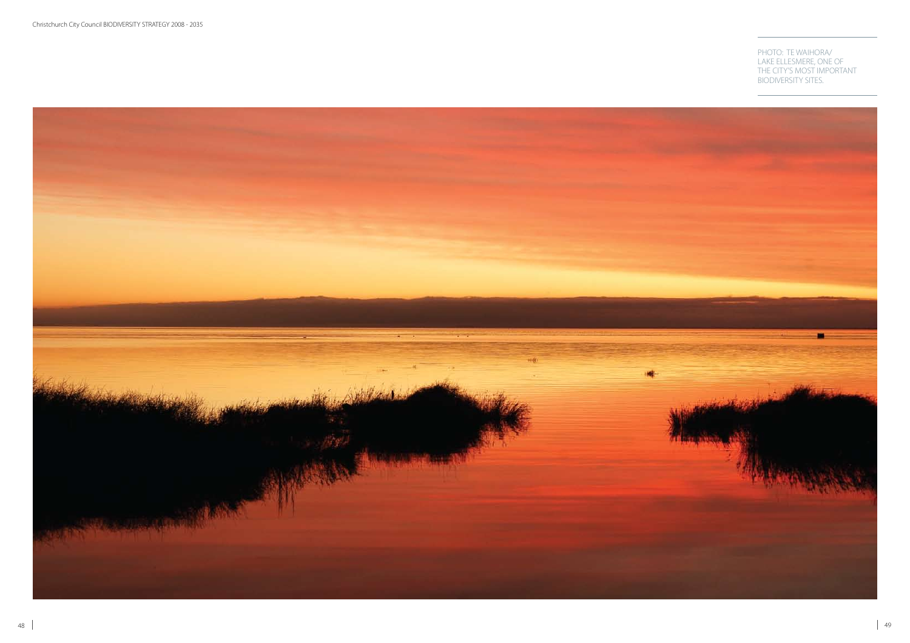PHOTO: TE WAIHORA/ LAKE ELLESMERE, ONE OF THE CITY'S MOST IMPORTANT BIODIVERSITY SITES.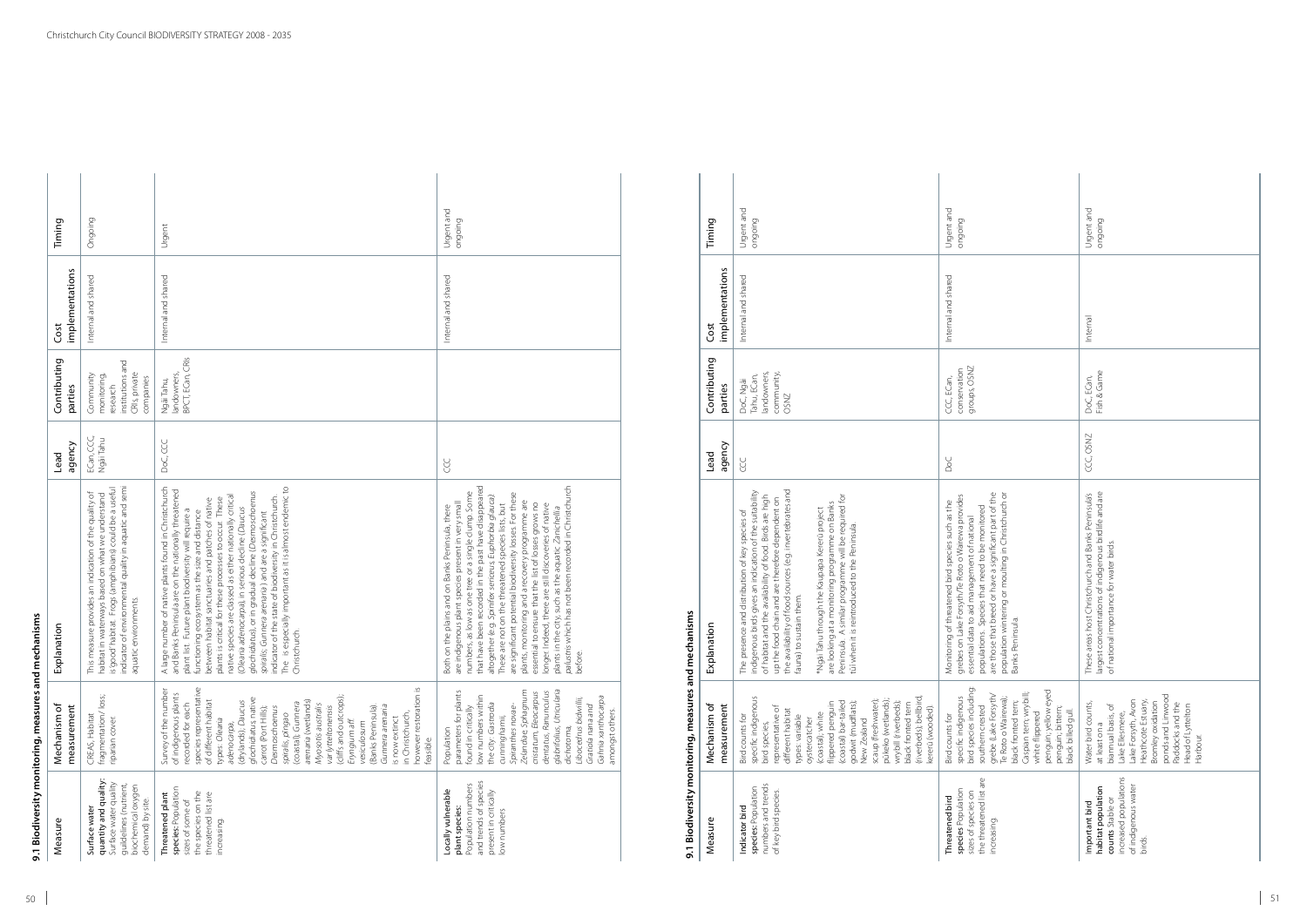## 9.1 Biodiversity monitoring, measures and mechanisms

| Measure | Mechanism of measurement | Explanation | Lead agency | Contributing parties | Cost implementations | Timing |
|---|---|---|---|---|---|---|
| **Surface water quantity and quality:** Surface water quality guidelines (nutrient, biochemical oxygen demand) by site. | CREAS, Habitat fragmentation/ loss, riparian cover. | This measure provides an indication of the quality of habitat in waterways based on what we understand is 'good' habitat. Frogs (amphibians) could be a useful indicator of environmental quality in aquatic and semi aquatic environments. | ECan, CCC, Ngāi Tahu | Community monitoring, research institutions and CRIs, private companies | Internal and shared | Ongoing |
| **Threatened plant species:** Population sizes of some of the species on the threatened list are increasing. | Survey of the number of indigenous plants recorded for each species representative of different habitat types: *Olearia adenocarpa* (drylands), *Daucus glochidiatus* native carrot (Port Hills), *Desmoschoenus spiralis*, pingao (coastal), *Gunnera arenaria* (wetlands) *Myosotis australis* var. *lytteltonensis* (cliffs and outcrops), *Eryngium* aff. *vesiculosum* (Banks Peninsula). *Gunnera arenaria* is now extinct in Christchurch, however restoration is feasible. | A large number of native plants found in Christchurch and Banks Peninsula are on the nationally threatened plant list. Future plant biodiversity will require a functioning ecosystem as the size and distance between habitat sanctuaries and patches of native plants is critical for these processes to occur. These native species are classed as either nationally critical (*Olearia adenocarpa*), in serious decline (*Daucus glochidiatus*), or in gradual decline (*Desmoschoenus spiralis*; *Gunnera arenaria*) and are a significant indicator of the state of biodiversity in Christchurch. The is especially important as it is almost endemic to Christchurch. | DoC, CCC | Ngāi Tahu, landowners, BPCT, ECan, CRIs | Internal and shared | Urgent |
| **Locally vulnerable plant species:** Population numbers and trends of species present in critically low numbers | Population parameters for plants found in critically low numbers within the city: *Gastrodia cunninghamii*, *Spiranthes novae-zelandiae*, *Sphagnum cristatum*, *Eleocarpus dentatus*, *Ranunculus glabrifolius*, *Utricularia dichotoma*, *Libocedrus bidwillii*, *Griselinia littoralis* and *Gahnia xanthocarpa* amongst others. | Both on the plains and on Banks Peninsula, there are indigenous plant species present in very small numbers, as low as one tree or a single clump. Some that have been recorded in the past have disappeared altogether (e.g. *Spinifex sericeus*, *Euphorbia glauca*). These are not on the threatened species lists, but are significant potential biodiversity losses. For these plants, monitoring and a recovery programme are essential to ensure that the list of losses grows no longer. Indeed, there are still discoveries of native plants in the city, such as the aquatic *Zanichellia palustris* which has not been recorded in Christchurch before. | CCC | | Internal and shared | Urgent and ongoing |

## 9.1 Biodiversity monitoring, measures and mechanisms

| Measure | Mechanism of measurement | Explanation | Lead agency | Contributing parties | Cost implementations | Timing |
|---|---|---|---|---|---|---|
| **Indicator bird species:** Population numbers and trends of key bird species. | Bird counts for specific indigenous bird species, representative of different habitat types: variable oystercatcher (coastal), white flippered penguin (coastal) bar-tailed godwit (mudflats), New Zealand scaup (freshwater), pūkeko (wetlands), wrybill (riverbeds), black fronted tern (riverbeds), bellbird, kererū (wooded). | The presence and distribution of key species of indigenous birds gives an indication of the suitability of habitat and the availability of food. Birds are high up the food chain and are therefore dependent on the availability of food sources (e.g. invertebrates and fauna) to sustain them.<br><br>*Ngāi Tahu through the Kaupapa Kererū project are looking at a monitoring programme on Banks Peninsula. A similar programme will be required for tūī when it is reintroduced to the Peninsula. | CCC | DoC, Ngāi Tahu, ECan, landowners, community, OSNZ | Internal and shared | Urgent and ongoing |
| **Threatened bird species** Population sizes of species on the threatened list are increasing. | Bird counts for specific indigenous bird species including southern crested grebe (Lake Forsyth/ Te Roto o Wairewa), black fronted tern, Caspian tern, wrybill, white flippered penguin, yellow eyed penguin, bittern, black billed gull. | Monitoring of threatened bird species such as the grebes on Lake Forsyth/Te Roto o Wairewa provides essential data to aid management of national populations. Species that need to be monitored are those that breed or have a significant part of the population wintering or moulting in Christchurch or Banks Peninsula. | DoC | CCC, ECan, conservation groups, OSNZ | Internal and shared | Urgent and ongoing |
| **Important bird habitat population counts:** Stable or increased populations of indigenous water birds. | Water bird counts, at least on a biannual basis, of Lake Ellesmere, Lake Forsyth, Avon Heathcote Estuary, Bromley oxidation ponds and Linwood Paddocks and the Head of Lyttelton Harbour. | These areas host Christchurch and Banks Peninsula's largest concentrations of indigenous birdlife and are of national importance for water birds. | CCC, OSNZ | DoC, ECan, Fish & Game | Internal | Urgent and ongoing |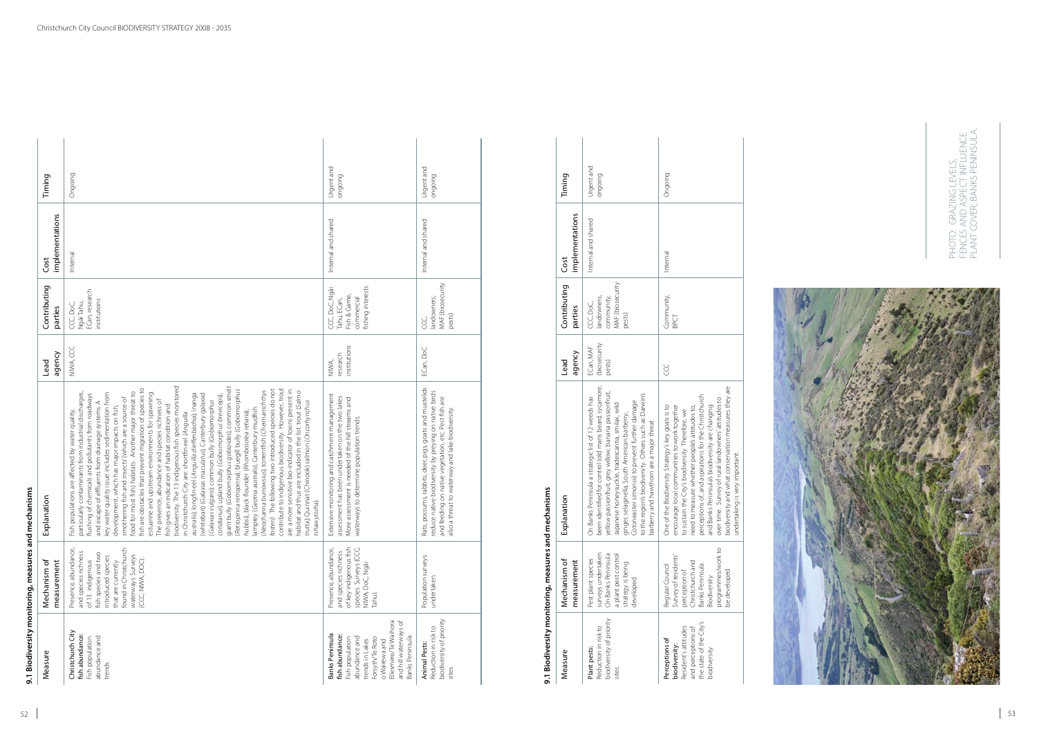## 9.1 Biodiversity monitoring, measures and mechanisms

| Measure | Mechanism of measurement | Explanation | Lead agency | Contributing parties | Cost implementations | Timing |
|---|---|---|---|---|---|---|
| **Christchurch City fish abundance:** Fish population abundance and trends. | Presence, abundance, and species richness of 13 indigenous fish species and two introduced species that are currently found in Christchurch waterways. Surveys (CCC, NIWA, DOC). | Fish populations are affected by water quality, particularly contaminants from industrial discharges, flushing of chemicals and pollutants from roadways and escape of effluents from drainage systems. A key water quality issue includes sedimentation from development, which has major impacts on fish, smothering fish and insects (which are a source of food for most fish) habitats. Another major threat to fish are obstacles that prevent migration of species to estuarine and upstream environments for spawning. The presence, abundance and species richness of fish gives an indication of habitat condition and biodiversity. The 13 indigenous fish species monitored in Christchurch City are: shortfinned eel (*Anguilla australis*); longfinned eel (*Anguilla dieffenbachii*); inanga (whitebait) (*Galaxias maculatus*); Canterbury galaxiid (*Galaxias vulgaris*); common bully (*Gobiomorphus cotidianus*); upland bully (*Gobiomorphus breviceps*); giant bully (*Gobiomorphus gobioides*); common smelt (*Retropinna retropinna*); bluegill bully (*Gobiomorphus hubbsi*); black flounder (*Rhombosolea retiaria*); lamprey (*Geotria australis*); Canterbury mudfish (*Neochanna burrowsius*); torrentfish (*Cheimarrichthys fosteri*). The following two introduced species do not contribute to indigenous biodiversity. However, trout are a more sensitive bio-indicator of toxins present in habitat and thus are included in the list: trout (*Salmo trutta*); Quinnat (Chinook) salmon (*Oncorhynchus tshawytscha*). | NIWA, CCC | CCC, DoC, Ngāi Tahu, ECan, research institutions | Internal | Ongoing |
| **Banks Peninsula fish abundance:** Fish population abundance and trends in Lakes Forsyth/Te Roto o Wairewa and Ellesmere/Te Waihora and hill waterways of Banks Peninsula | Presence, abundance, and species richness of key indigenous fish species. Surveys (CCC, NIWA, DoC, Ngāi Tahu). | Extensive monitoring and catchment management assessment has been undertaken on the two lakes. More assessment is needed of the hill streams and waterways to determine population trends. | NIWA, research institutions | CCC, DoC, Ngāi Tahu, ECan, Fish & Game, commercial fishing interests | Internal and shared | Urgent and ongoing |
| **Animal Pests:** Reduction in risk to biodiversity of priority sites. | Population surveys undertaken. | Rats, possums, rabbits, deer, pigs, goats and mustelids reduce native biodiversity by preying on native birds and feeding on native vegetation, etc. Pest fish are also a threat to waterway and lake biodiversity. | ECan, DoC | CCC, landowners, MAF (biosecurity pests) | Internal and shared | Urgent and ongoing |

## 9.1 Biodiversity monitoring, measures and mechanisms

| Measure | Mechanism of measurement | Explanation | Lead agency | Contributing parties | Cost implementations | Timing |
|---|---|---|---|---|---|---|
| **Plant pests:** Reduction in risk to biodiversity of priority sites. | Pest plant species surveys undertaken. On Banks Peninsula a plant pest control strategy is being developed. | On Banks Peninsula a strategic list of 12 weeds has been identified for control (old mans beard, sycamore, yellow passionfruit, grey willow, banana passionfruit, Japanese honeysuckle, tradescantia, smilax, wild ginger, selaginella, South American barberry, Cotoneaster simonsii) to prevent further damage to the region's biodiversity. Others such as Darwin's barberry and hawthorn are a major threat. | ECan, MAF (biosecurity pests) | CCC, DoC, landowners, community, MAF (biosecurity pests) | Internal and shared | Urgent and ongoing |
| **Perceptions of biodiversity:** Resident's attitudes and perceptions of the state of the City's biodiversity. | Regular Council Survey of residents' perception of Christchurch and Banks Peninsula Biodiversity programmes/work to be developed. | One of the Biodiversity Strategy's key goals is to encourage local communities to work together to sustain the City's biodiversity. Therefore, we need to measure whether people's attitudes to, perceptions of, and aspirations for the Christchurch and Banks Peninsula's biodiversity are changing over time. Survey of rural landowners' attitudes to biodiversity and what conservation measures they are undertaking is very important. | CCC | Community, BPCT | Internal | Ongoing |

PHOTO: GRAZING LEVELS, FENCES AND ASPECT INFLUENCE PLANT COVER: BANKS PENINSULA.